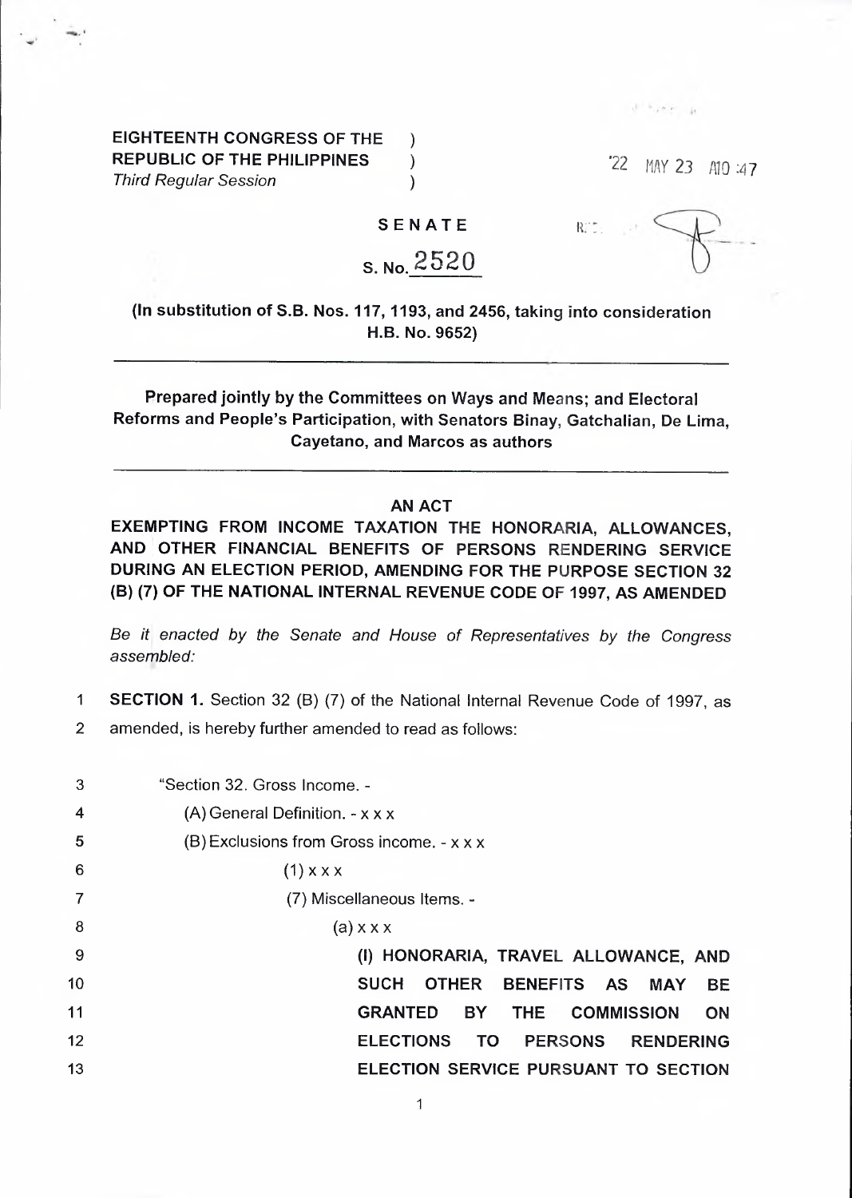EIGHTEENTH CONGRESS OF THE )
REPUBLIC OF THE PHILIPPINES )
*Third Regular Session* )

'22 MAY 23 A10 :47

**SENATE**

**S. No. 2520**

**(In substitution of S.B. Nos. 117, 1193, and 2456, taking into consideration H.B. No. 9652)**

---

**Prepared jointly by the Committees on Ways and Means; and Electoral Reforms and People's Participation, with Senators Binay, Gatchalian, De Lima, Cayetano, and Marcos as authors**

---

**AN ACT**

**EXEMPTING FROM INCOME TAXATION THE HONORARIA, ALLOWANCES, AND OTHER FINANCIAL BENEFITS OF PERSONS RENDERING SERVICE DURING AN ELECTION PERIOD, AMENDING FOR THE PURPOSE SECTION 32 (B) (7) OF THE NATIONAL INTERNAL REVENUE CODE OF 1997, AS AMENDED**

*Be it enacted by the Senate and House of Representatives by the Congress assembled:*

1 **SECTION 1.** Section 32 (B) (7) of the National Internal Revenue Code of 1997, as
2 amended, is hereby further amended to read as follows:

3 "Section 32. Gross Income. -
4 (A) General Definition. - x x x
5 (B) Exclusions from Gross income. - x x x
6 (1) x x x
7 (7) Miscellaneous Items. -
8 (a) x x x
9 **(I) HONORARIA, TRAVEL ALLOWANCE, AND**
10 **SUCH OTHER BENEFITS AS MAY BE**
11 **GRANTED BY THE COMMISSION ON**
12 **ELECTIONS TO PERSONS RENDERING**
13 **ELECTION SERVICE PURSUANT TO SECTION**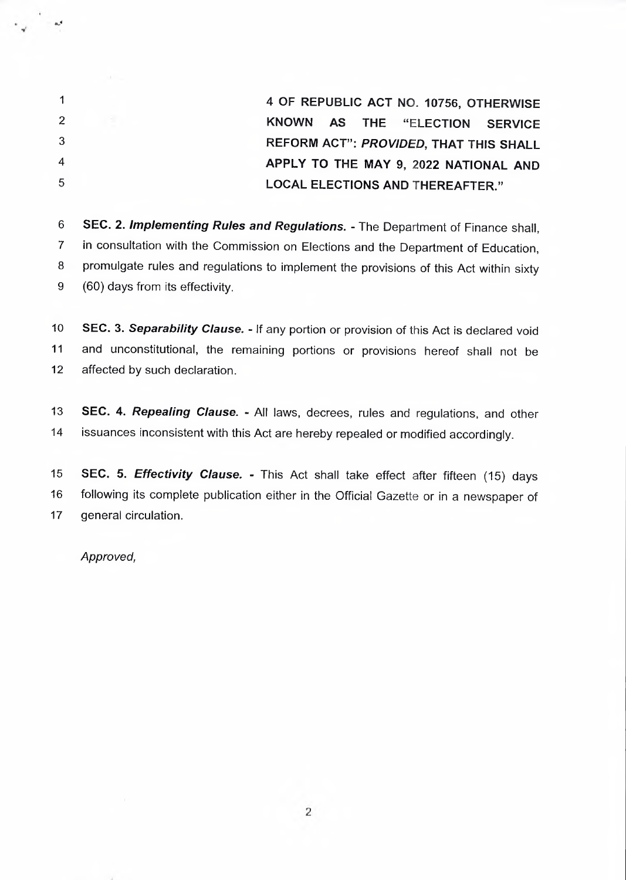4 OF REPUBLIC ACT NO. 10756, OTHERWISE KNOWN AS THE "ELECTION SERVICE REFORM ACT": *PROVIDED*, THAT THIS SHALL APPLY TO THE MAY 9, 2022 NATIONAL AND LOCAL ELECTIONS AND THEREAFTER."

**SEC. 2. *Implementing Rules and Regulations.*** - The Department of Finance shall, in consultation with the Commission on Elections and the Department of Education, promulgate rules and regulations to implement the provisions of this Act within sixty (60) days from its effectivity.

**SEC. 3. *Separability Clause.*** - If any portion or provision of this Act is declared void and unconstitutional, the remaining portions or provisions hereof shall not be affected by such declaration.

**SEC. 4. *Repealing Clause.*** - All laws, decrees, rules and regulations, and other issuances inconsistent with this Act are hereby repealed or modified accordingly.

**SEC. 5. *Effectivity Clause.*** - This Act shall take effect after fifteen (15) days following its complete publication either in the Official Gazette or in a newspaper of general circulation.

*Approved,*